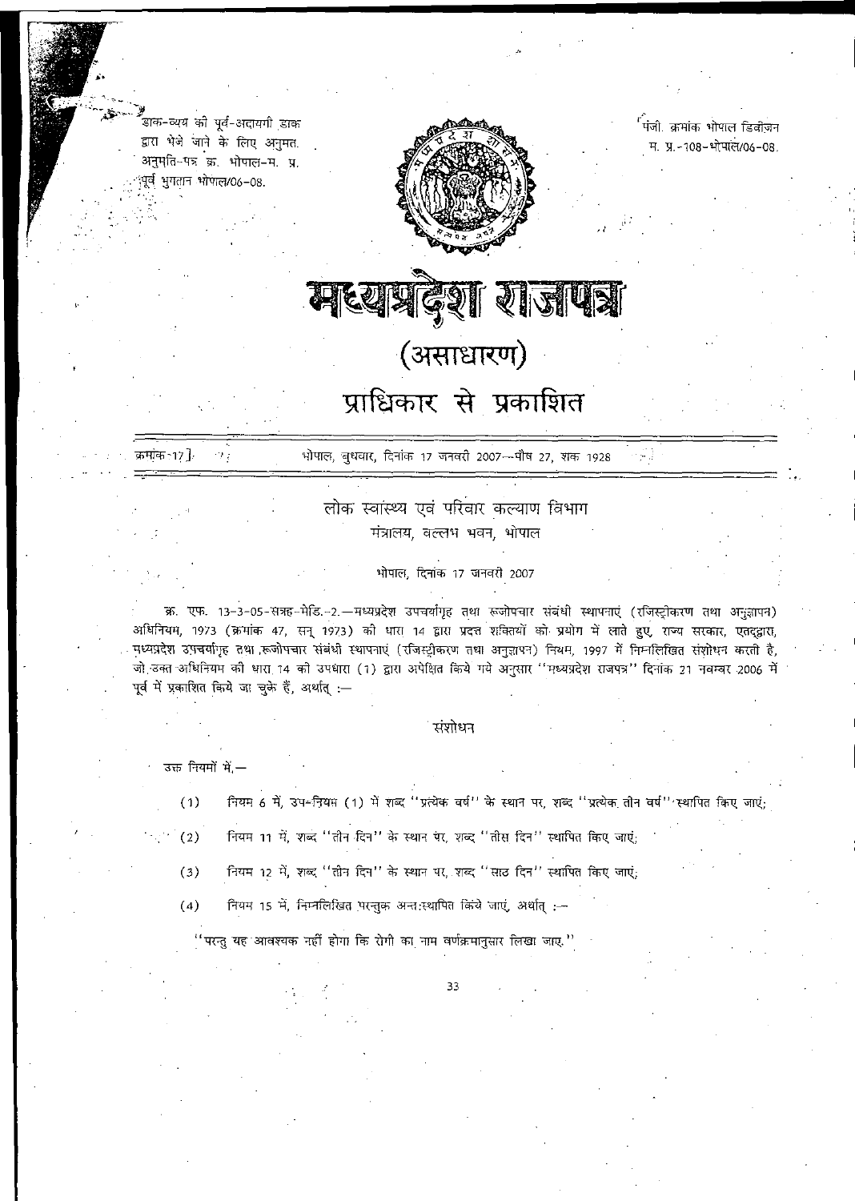डाक-व्यय की पूर्व-अदायगी डाक द्वारा भेजे जाने के लिए अनुमत. अनुमति-पत्र क्र. भोपाल-म. प्र. पूर्व भुगतान भोपाल/06-08.

पंजी. क्रमांक भोपाल डिवीज़न म. प्र.-108-भोपाल/06-08.

# मध्यप्रदेश राजपत्र

## (असाधारण)

## प्राधिकार से प्रकाशित

क्रमांक 17] भोपाल, बुधवार, दिनांक 17 जनवरी 2007—पौष 27, शक 1928

### लोक स्वास्थ्य एवं परिवार कल्याण विभाग

मंत्रालय, वल्लभ भवन, भोपाल

भोपाल, दिनांक 17 जनवरी 2007

क्र. एफ. 13-3-05-सत्रह-मेडि.-2.—मध्यप्रदेश उपचर्यागृह तथा रूजोपचार संबंधी स्थापनाएं (रजिस्ट्रीकरण तथा अनुज्ञापन) अधिनियम, 1973 (क्रमांक 47, सन् 1973) की धारा 14 द्वारा प्रदत्त शक्तियों को प्रयोग में लाते हुए, राज्य सरकार, एतद्द्वारा, मध्यप्रदेश उपचर्यागृह तथा रूजोपचार संबंधी स्थापनाएं (रजिस्ट्रीकरण तथा अनुज्ञापन) नियम, 1997 में निम्नलिखित संशोधन करती है, जो उक्त अधिनियम की धारा 14 की उपधारा (1) द्वारा अपेक्षित किये गये अनुसार "मध्यप्रदेश राजपत्र" दिनांक 21 नवम्बर 2006 में पूर्व में प्रकाशित किये जा चुके हैं, अर्थात् :—

#### संशोधन

उक्त नियमों में,—

(1) नियम 6 में, उप-नियम (1) में शब्द "प्रत्येक वर्ष" के स्थान पर, शब्द "प्रत्येक तीन वर्ष" स्थापित किए जाएं;

(2) नियम 11 में, शब्द "तीन दिन" के स्थान पर, शब्द "तीस दिन" स्थापित किए जाएं;

(3) नियम 12 में, शब्द "तीन दिन" के स्थान पर, शब्द "साठ दिन" स्थापित किए जाएं;

(4) नियम 15 में, निम्नलिखित परन्तुक अन्तःस्थापित किये जाएं, अर्थात् :—

"परन्तु यह आवश्यक नहीं होगा कि रोगी का नाम वर्णक्रमानुसार लिखा जाए."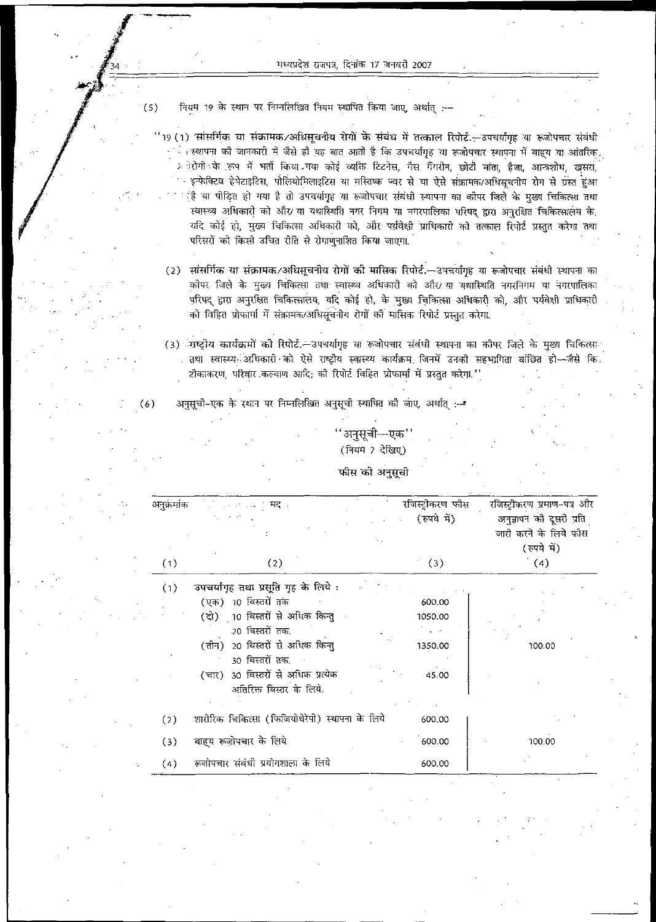(5) नियम 19 के स्थान पर निम्नलिखित नियम स्थापित किया जाए, अर्थात् :—

"19 (1) **सांसर्गिक या संक्रामक/अधिसूचनीय रोगों के संबंध में तत्काल रिपोर्ट.**—उपचर्यागृह या रूजोपचार संबंधी स्थापना की जानकारी में जैसे ही यह बात आती है कि उपचर्यागृह या रूजोपचार स्थापना में बाह्य या आंतरिक रोगी के रूप में भर्ती किया गया कोई व्यक्ति टिटनेस, गैस गैंगरीन, छोटी माता, हैजा, आन्त्रशोथ, खसरा, इन्फेक्टिव हेपेटाइटिस, पोलियोमिलाइटिस या मस्तिष्क ज्वर से या ऐसे संक्रामक/अधिसूचनीय रोग से ग्रस्त हुआ है या पीड़ित हो गया है तो उपचर्यागृह या रूजोपचार संबंधी स्थापना का कीपर जिले के मुख्य चिकित्सा तथा स्वास्थ्य अधिकारी को और/ या यथास्थिति नगर निगम या नगरपालिका परिषद् द्वारा अनुरक्षित चिकित्सालय के, यदि कोई हो, मुख्य चिकित्सा अधिकारी को, और पर्यवेक्षी प्राधिकारी को तत्काल रिपोर्ट प्रस्तुत करेगा तथा परिसरों को किसी उचित रीति से रोगाणुनाशित किया जाएगा.

(2) **सांसर्गिक या संक्रामक/अधिसूचनीय रोगों की मासिक रिपोर्ट.**—उपचर्यागृह या रूजोपचार संबंधी स्थापना का कीपर जिले के मुख्य चिकित्सा तथा स्वास्थ्य अधिकारी को और/ या यथास्थिति नगरनिगम या नगरपालिका परिषद् द्वारा अनुरक्षित चिकित्सालय, यदि कोई हो, के मुख्य चिकित्सा अधिकारी को, और पर्यवेक्षी प्राधिकारी को विहित प्रोफार्मा में संक्रामक/अधिसूचनीय रोगों की मासिक रिपोर्ट प्रस्तुत करेगा.

(3) **राष्ट्रीय कार्यक्रमों की रिपोर्ट.**—उपचर्यागृह या रूजोपचार संबंधी स्थापना का कीपर जिले के मुख्य चिकित्सा तथा स्वास्थ्य अधिकारी को ऐसे राष्ट्रीय स्वास्थ्य कार्यक्रम, जिनमें उनकी सहभागिता वांछित हो—जैसे कि टीकाकरण, परिवार कल्याण आदि; की रिपोर्ट विहित प्रोफार्मा में प्रस्तुत करेगा."

(6) अनुसूची-एक के स्थान पर निम्नलिखित अनुसूची स्थापित की जाए, अर्थात् :—

"अनुसूची—एक"
(नियम 7 देखिए)

फीस की अनुसूची

| अनुक्रमांक | मद | रजिस्ट्रीकरण फीस (रुपये में) | रजिस्ट्रीकरण प्रमाण-पत्र और अनुज्ञापन की दूसरी प्रति जारी करने के लिये फीस (रुपये में) |
|---|---|---|---|
| (1) | (2) | (3) | (4) |
| (1) | उपचर्यागृह तथा प्रसूति गृह के लिये : | | |
| | (एक) 10 बिस्तरों तक | 600.00 | |
| | (दो) 10 बिस्तरों से अधिक किन्तु 20 बिस्तरों तक. | 1050.00 | |
| | (तीन) 20 बिस्तरों से अधिक किन्तु 30 बिस्तरों तक. | 1350.00 | 100.00 |
| | (चार) 30 बिस्तरों से अधिक प्रत्येक अतिरिक्त बिस्तर के लिये. | 45.00 | |
| (2) | शारीरिक चिकित्सा (फिजियोथेरेपी) स्थापना के लिये | 600.00 | |
| (3) | बाह्य रूजोपचार के लिये | 600.00 | 100.00 |
| (4) | रूजोपचार संबंधी प्रयोगशाला के लिये | 600.00 | |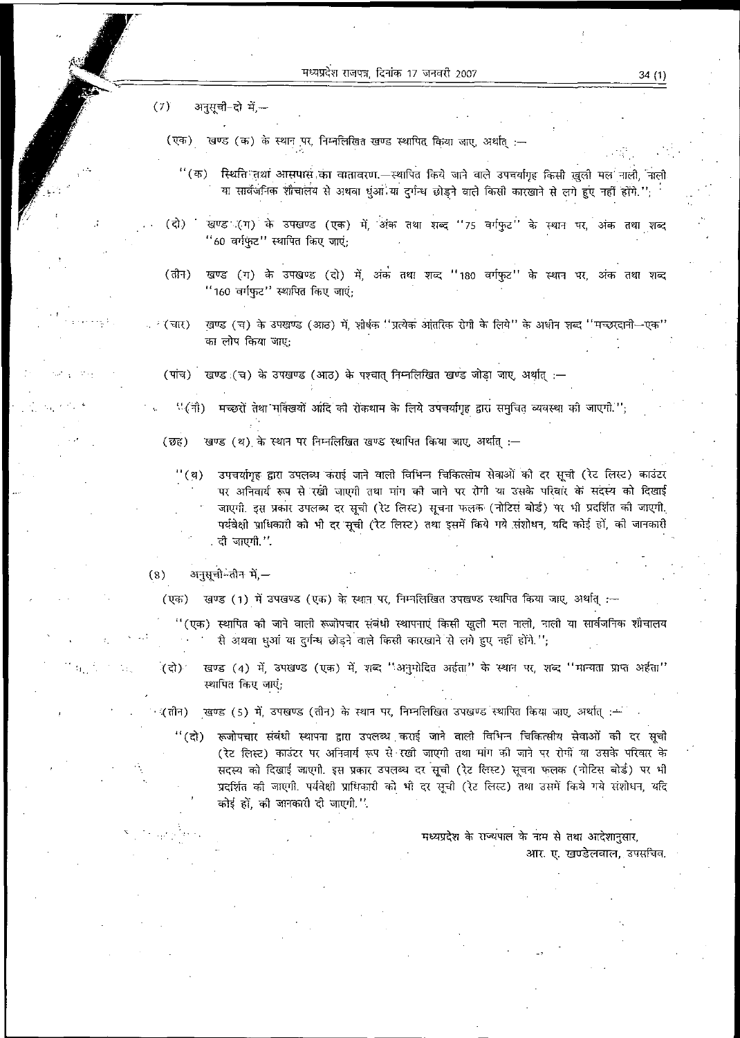(7) अनुसूची-दो में,—

(एक) खण्ड (क) के स्थान पर, निम्नलिखित खण्ड स्थापित किया जाए, अर्थात् :—

"(क) स्थिति तथा आसपास का वातावरण.—स्थापित किये जाने वाले उपचर्यागृह किसी खुली मल नाली, नाली या सार्वजनिक शौचालय से अथवा धुआं या दुर्गन्ध छोड़ने वाले किसी कारखाने से लगे हुए नहीं होंगे.";

(दो) खण्ड (ग) के उपखण्ड (एक) में, अंक तथा शब्द "75 वर्गफुट" के स्थान पर, अंक तथा शब्द "60 वर्गफुट" स्थापित किए जाएं;

(तीन) खण्ड (ग) के उपखण्ड (दो) में, अंक तथा शब्द "180 वर्गफुट" के स्थान पर, अंक तथा शब्द "160 वर्गफुट" स्थापित किए जाएं;

(चार) खण्ड (च) के उपखण्ड (आठ) में, शीर्षक "प्रत्येक आंतरिक रोगी के लिये" के अधीन शब्द "मच्छरदानी—एक" का लोप किया जाए;

(पांच) खण्ड (च) के उपखण्ड (आठ) के पश्चात् निम्नलिखित खण्ड जोड़ा जाए, अर्थात् :—

"(नौ) मच्छरों तथा मक्खियों आदि की रोकथाम के लिये उपचर्यागृह द्वारा समुचित व्यवस्था की जाएगी.";

(छह) खण्ड (थ) के स्थान पर निम्नलिखित खण्ड स्थापित किया जाए, अर्थात् :—

"(थ) उपचर्यागृह द्वारा उपलब्ध कराई जाने वाली विभिन्न चिकित्सीय सेवाओं की दर सूची (रेट लिस्ट) काउंटर पर अनिवार्य रूप से रखी जाएगी तथा मांग की जाने पर रोगी या उसके परिवार के सदस्य को दिखाई जाएगी. इस प्रकार उपलब्ध दर सूची (रेट लिस्ट) सूचना फलक (नोटिस बोर्ड) पर भी प्रदर्शित की जाएगी. पर्यवेक्षी प्राधिकारी को भी दर सूची (रेट लिस्ट) तथा इसमें किये गये संशोधन, यदि कोई हों, की जानकारी दी जाएगी.".

(8) अनुसूची-तीन में,—

(एक) खण्ड (1) में उपखण्ड (एक) के स्थान पर, निम्नलिखित उपखण्ड स्थापित किया जाए, अर्थात् :—

"(एक) स्थापित की जाने वाली रूजोपचार संबंधी स्थापनाएं किसी खुली मल नाली, नाली या सार्वजनिक शौचालय से अथवा धुआं या दुर्गन्ध छोड़ने वाले किसी कारखाने से लगे हुए नहीं होंगे.";

(दो) खण्ड (4) में, उपखण्ड (एक) में, शब्द "अनुमोदित अर्हता" के स्थान पर, शब्द "मान्यता प्राप्त अर्हता" स्थापित किए जाएं;

(तीन) खण्ड (5) में, उपखण्ड (तीन) के स्थान पर, निम्नलिखित उपखण्ड स्थापित किया जाए, अर्थात् :—

"(दो) रूजोपचार संबंधी स्थापना द्वारा उपलब्ध कराई जाने वाली विभिन्न चिकित्सीय सेवाओं की दर सूची (रेट लिस्ट) काउंटर पर अनिवार्य रूप से रखी जाएगी तथा मांग की जाने पर रोगी या उसके परिवार के सदस्य को दिखाई जाएगी. इस प्रकार उपलब्ध दर सूची (रेट लिस्ट) सूचना फलक (नोटिस बोर्ड) पर भी प्रदर्शित की जाएगी. पर्यवेक्षी प्राधिकारी को भी दर सूची (रेट लिस्ट) तथा उसमें किये गये संशोधन, यदि कोई हों, की जानकारी दी जाएगी.".

मध्यप्रदेश के राज्यपाल के नाम से तथा आदेशानुसार,
आर. ए. खण्डेलवाल, उपसचिव.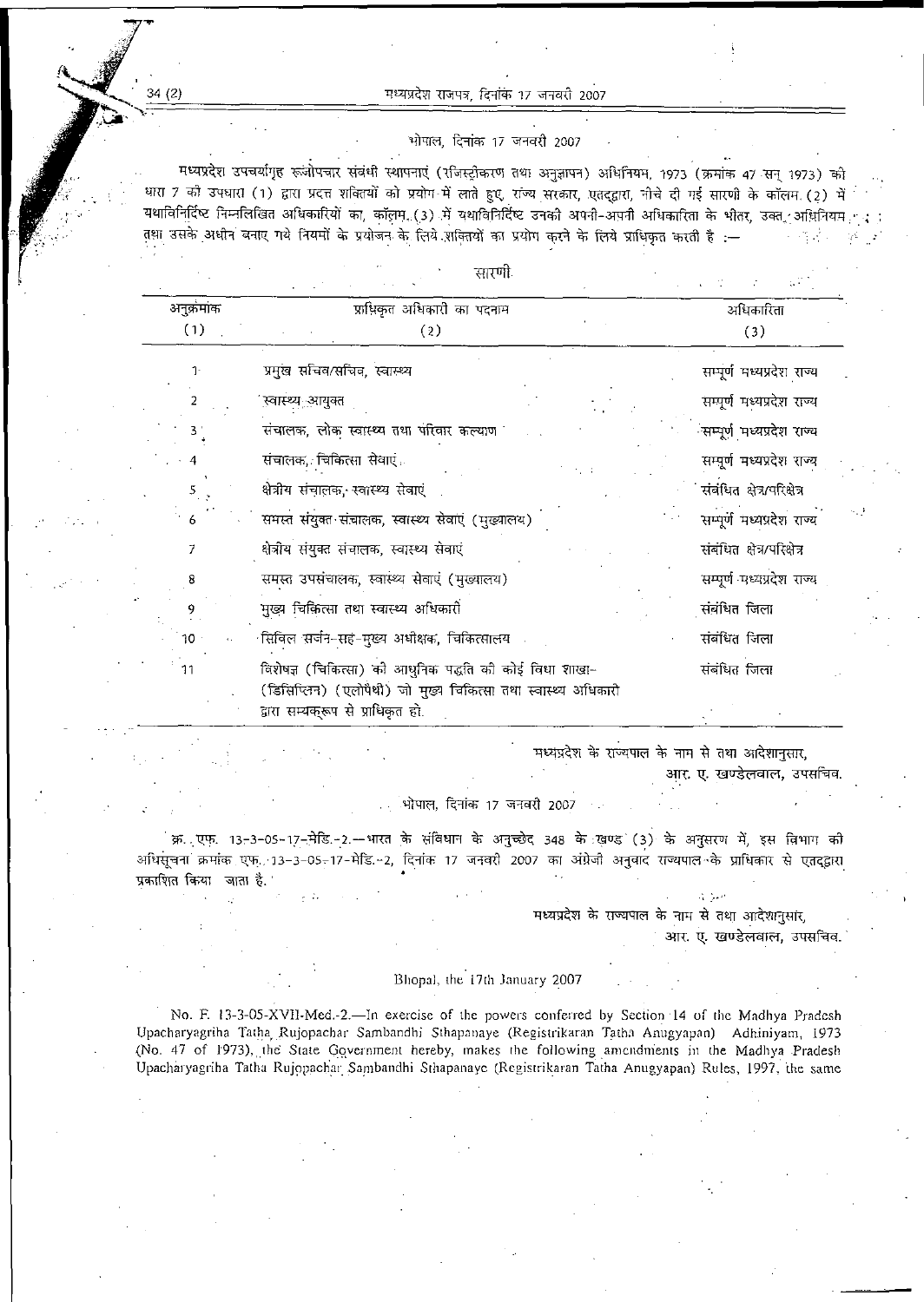भोपाल, दिनांक 17 जनवरी 2007

मध्यप्रदेश उपचर्यागृह रूजोपचार संबंधी स्थापनाएं (रजिस्ट्रीकरण तथा अनुज्ञापन) अधिनियम, 1973 (क्रमांक 47 सन् 1973) की धारा 7 की उपधारा (1) द्वारा प्रदत्त शक्तियों को प्रयोग में लाते हुए, राज्य सरकार, एतद्द्वारा, नीचे दी गई सारणी के कॉलम (2) में यथाविनिर्दिष्ट निम्नलिखित अधिकारियों का, कॉलम (3) में यथाविनिर्दिष्ट उनकी अपनी-अपनी अधिकारिता के भीतर, उक्त अधिनियम तथा उसके अधीन बनाए गये नियमों के प्रयोजन के लिये शक्तियों का प्रयोग करने के लिये प्राधिकृत करती है :—

सारणी

| अनुक्रमांक (1) | प्राधिकृत अधिकारी का पदनाम (2) | अधिकारिता (3) |
|---|---|---|
| 1 | प्रमुख सचिव/सचिव, स्वास्थ्य | सम्पूर्ण मध्यप्रदेश राज्य |
| 2 | स्वास्थ्य आयुक्त | सम्पूर्ण मध्यप्रदेश राज्य |
| 3 | संचालक, लोक स्वास्थ्य तथा परिवार कल्याण | सम्पूर्ण मध्यप्रदेश राज्य |
| 4 | संचालक, चिकित्सा सेवाएं | सम्पूर्ण मध्यप्रदेश राज्य |
| 5 | क्षेत्रीय संचालक, स्वास्थ्य सेवाएं | संबंधित क्षेत्र/परिक्षेत्र |
| 6 | समस्त संयुक्त संचालक, स्वास्थ्य सेवाएं (मुख्यालय) | सम्पूर्ण मध्यप्रदेश राज्य |
| 7 | क्षेत्रीय संयुक्त संचालक, स्वास्थ्य सेवाएं | संबंधित क्षेत्र/परिक्षेत्र |
| 8 | समस्त उपसंचालक, स्वास्थ्य सेवाएं (मुख्यालय) | सम्पूर्ण मध्यप्रदेश राज्य |
| 9 | मुख्य चिकित्सा तथा स्वास्थ्य अधिकारी | संबंधित जिला |
| 10 | सिविल सर्जन-सह-मुख्य अधीक्षक, चिकित्सालय | संबंधित जिला |
| 11 | विशेषज्ञ (चिकित्सा) की आधुनिक पद्धति की कोई विधा शाखा-(डिसिप्लिन) (एलोपैथी) जो मुख्य चिकित्सा तथा स्वास्थ्य अधिकारी द्वारा सम्यक्‌रूप से प्राधिकृत हो. | संबंधित जिला |

मध्यप्रदेश के राज्यपाल के नाम से तथा आदेशानुसार,
आर. ए. खण्डेलवाल, उपसचिव.

भोपाल, दिनांक 17 जनवरी 2007

क्र. एफ. 13-3-05-17-मेडि.-2.—भारत के संविधान के अनुच्छेद 348 के खण्ड (3) के अनुसरण में, इस विभाग की अधिसूचना क्रमांक एफ. 13-3-05-17-मेडि.-2, दिनांक 17 जनवरी 2007 का अंग्रेजी अनुवाद राज्यपाल के प्राधिकार से एतद्द्वारा प्रकाशित किया जाता है.

मध्यप्रदेश के राज्यपाल के नाम से तथा आदेशानुसार,
आर. ए. खण्डेलवाल, उपसचिव.

Bhopal, the 17th January 2007

No. F. 13-3-05-XVII-Med.-2.—In exercise of the powers conferred by Section 14 of the Madhya Pradesh Upacharyagriha Tatha Rujopachar Sambandhi Sthapanaye (Registrikaran Tatha Anugyapan) Adhiniyam, 1973 (No. 47 of 1973), the State Government hereby, makes the following amendments in the Madhya Pradesh Upacharyagriha Tatha Rujopachar Sambandhi Sthapanaye (Registrikaran Tatha Anugyapan) Rules, 1997, the same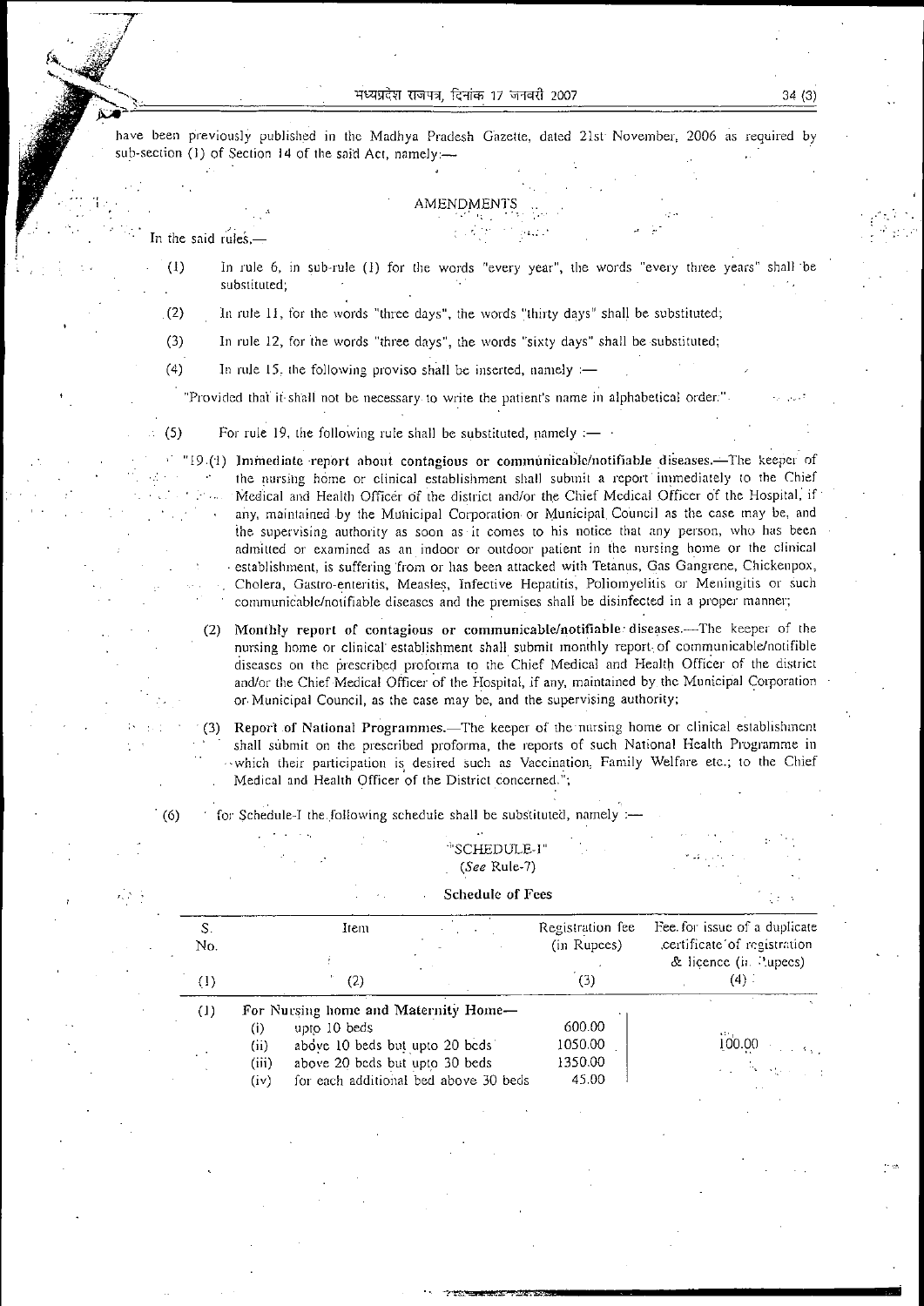have been previously published in the Madhya Pradesh Gazette, dated 21st November, 2006 as required by sub-section (1) of Section 14 of the said Act, namely:—

## AMENDMENTS

In the said rules,—

(1) In rule 6, in sub-rule (1) for the words "every year", the words "every three years" shall be substituted;

(2) In rule 11, for the words "three days", the words "thirty days" shall be substituted;

(3) In rule 12, for the words "three days", the words "sixty days" shall be substituted;

(4) In rule 15, the following proviso shall be inserted, namely :—

"Provided that it shall not be necessary to write the patient's name in alphabetical order."

(5) For rule 19, the following rule shall be substituted, namely :—

"19.(1) **Immediate report about contagious or communicable/notifiable diseases.**—The keeper of the nursing home or clinical establishment shall submit a report immediately to the Chief Medical and Health Officer of the district and/or the Chief Medical Officer of the Hospital, if any, maintained by the Municipal Corporation or Municipal Council as the case may be, and the supervising authority as soon as it comes to his notice that any person, who has been admitted or examined as an indoor or outdoor patient in the nursing home or the clinical establishment, is suffering from or has been attacked with Tetanus, Gas Gangrene, Chickenpox, Cholera, Gastro-enteritis, Measles, Infective Hepatitis, Poliomyelitis or Meningitis or such communicable/notifiable diseases and the premises shall be disinfected in a proper manner;

(2) **Monthly report of contagious or communicable/notifiable diseases.**—The keeper of the nursing home or clinical establishment shall submit monthly report of communicable/notifible diseases on the prescribed proforma to the Chief Medical and Health Officer of the district and/or the Chief Medical Officer of the Hospital, if any, maintained by the Municipal Corporation or Municipal Council, as the case may be, and the supervising authority;

(3) **Report of National Programmes.**—The keeper of the nursing home or clinical establishment shall submit on the prescribed proforma, the reports of such National Health Programme in which their participation is desired such as Vaccination, Family Welfare etc.; to the Chief Medical and Health Officer of the District concerned.";

(6) for Schedule-I the following schedule shall be substituted, namely :—

"SCHEDULE-I"
(*See* Rule-7)

**Schedule of Fees**

| S. No. | Item | Registration fee (in Rupees) | Fee for issue of a duplicate certificate of registration & licence (in Rupees) |
|---|---|---|---|
| (1) | (2) | (3) | (4) |
| (1) | For Nursing home and Maternity Home— | | |
| | (i) upto 10 beds | 600.00 | 100.00 |
| | (ii) above 10 beds but upto 20 beds | 1050.00 | |
| | (iii) above 20 beds but upto 30 beds | 1350.00 | |
| | (iv) for each additional bed above 30 beds | 45.00 | |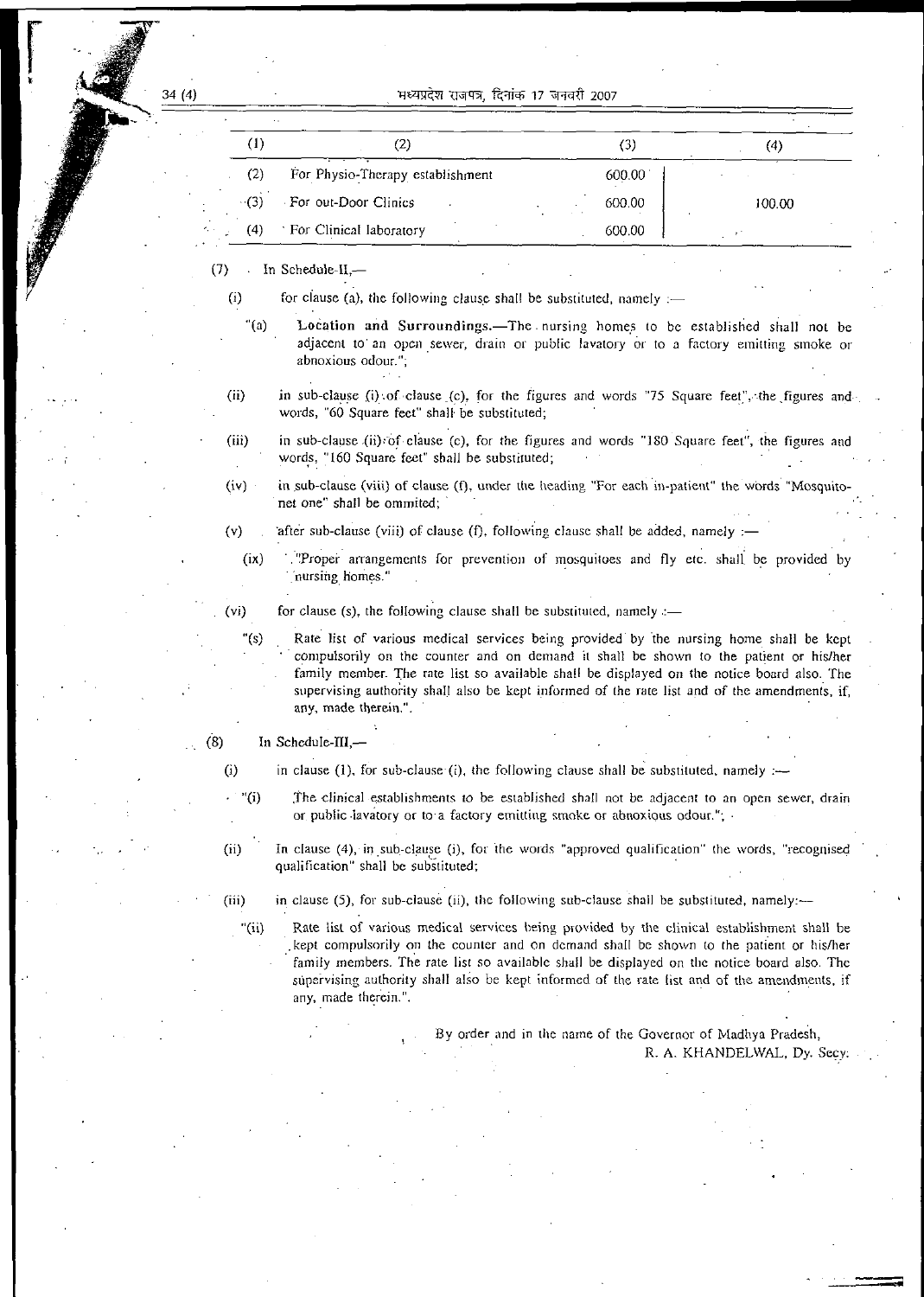| (1) | (2) | (3) | (4) |
|---|---|---|---|
| (2) | For Physio-Therapy establishment | 600.00 | |
| (3) | For out-Door Clinics | 600.00 | 100.00 |
| (4) | For Clinical laboratory | 600.00 | |

(7) In Schedule-II,—

(i) for clause (a), the following clause shall be substituted, namely :—

"(a) **Location and Surroundings.**—The nursing homes to be established shall not be adjacent to an open sewer, drain or public lavatory or to a factory emitting smoke or abnoxious odour.";

(ii) in sub-clause (i) of clause (c), for the figures and words "75 Square feet", the figures and words, "60 Square feet" shall be substituted;

(iii) in sub-clause (ii) of clause (c), for the figures and words "180 Square feet", the figures and words, "160 Square feet" shall be substituted;

(iv) in sub-clause (viii) of clause (f), under the heading "For each in-patient" the words "Mosquito-net one" shall be ommited;

(v) after sub-clause (viii) of clause (f), following clause shall be added, namely :—

(ix) "Proper arrangements for prevention of mosquitoes and fly etc. shall be provided by nursing homes."

(vi) for clause (s), the following clause shall be substituted, namely :—

"(s) Rate list of various medical services being provided by the nursing home shall be kept compulsorily on the counter and on demand it shall be shown to the patient or his/her family member. The rate list so available shall be displayed on the notice board also. The supervising authority shall also be kept informed of the rate list and of the amendments, if, any, made therein.".

(8) In Schedule-III,—

(i) in clause (1), for sub-clause (i), the following clause shall be substituted, namely :—

"(i) The clinical establishments to be established shall not be adjacent to an open sewer, drain or public lavatory or to a factory emitting smoke or abnoxious odour.";

(ii) In clause (4), in sub-clause (i), for the words "approved qualification" the words, "recognised qualification" shall be substituted;

(iii) in clause (5), for sub-clause (ii), the following sub-clause shall be substituted, namely:—

"(ii) Rate list of various medical services being provided by the clinical establishment shall be kept compulsorily on the counter and on demand shall be shown to the patient or his/her family members. The rate list so available shall be displayed on the notice board also. The supervising authority shall also be kept informed of the rate list and of the amendments, if any, made therein.".

By order and in the name of the Governor of Madhya Pradesh,
R. A. KHANDELWAL, Dy. Secy.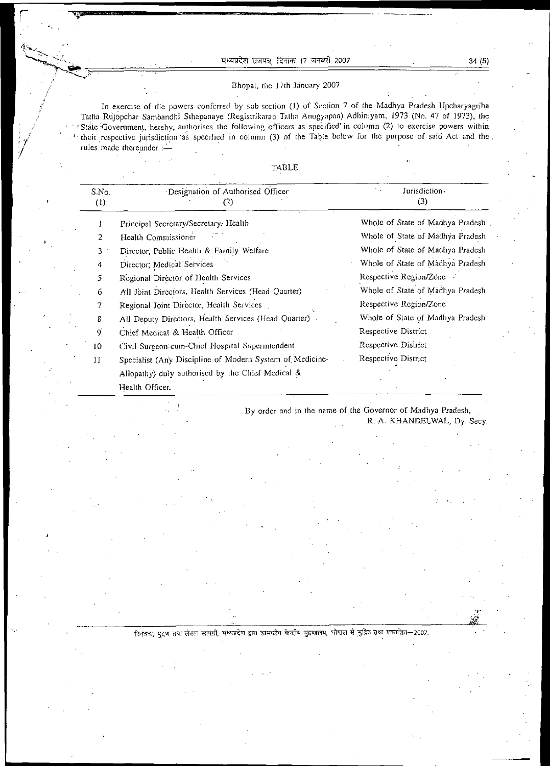Bhopal, the 17th January 2007

In exercise of the powers conferred by sub-section (1) of Section 7 of the Madhya Pradesh Upcharyagriha Tatha Rujopchar Sambandhi Sthapanaye (Registrikaran Tatha Anugyapan) Adhiniyam, 1973 (No. 47 of 1973), the State Government, hereby, authorises the following officers as specified in column (2) to exercise powers within their respective jurisdiction as specified in column (3) of the Table below for the purpose of said Act and the rules made thereunder :—

TABLE

| S.No. (1) | Designation of Authorised Officer (2) | Jurisdiction (3) |
|---|---|---|
| 1 | Principal Secretary/Secretary, Health | Whole of State of Madhya Pradesh |
| 2 | Health Commissioner | Whole of State of Madhya Pradesh |
| 3 | Director, Public Health & Family Welfare | Whole of State of Madhya Pradesh |
| 4 | Director, Medical Services | Whole of State of Madhya Pradesh |
| 5 | Regional Director of Health Services | Respective Region/Zone |
| 6 | All Joint Directors, Health Services (Head Quarter) | Whole of State of Madhya Pradesh |
| 7 | Regional Joint Director, Health Services | Respective Region/Zone |
| 8 | All Deputy Directors, Health Services (Head Quarter) | Whole of State of Madhya Pradesh |
| 9 | Chief Medical & Health Officer | Respective District |
| 10 | Civil Surgeon-cum-Chief Hospital Superintendent | Respective District |
| 11 | Specialist (Any Discipline of Modern System of Medicine-Allopathy) duly authorised by the Chief Medical & Health Officer. | Respective District |

By order and in the name of the Governor of Madhya Pradesh,
R. A. KHANDELWAL, Dy. Secy.

नियंत्रक, मुद्रण तथा लेखन सामग्री, मध्यप्रदेश द्वारा शासकीय केन्द्रीय मुद्रणालय, भोपाल से मुद्रित तथा प्रकाशित—2007.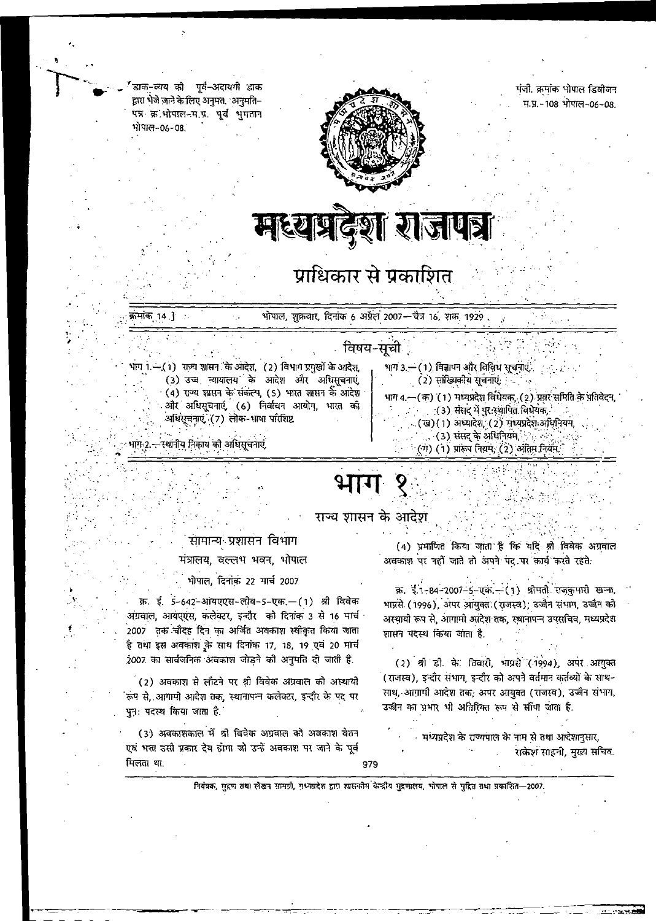डाक-व्यय की पूर्व-अदायगी डाक द्वारा भेजे जाने के लिए अनुमत. अनुमति-पत्र क्र. भोपाल-म.प्र. पूर्व भुगतान भोपाल-06-08.

पंजी. क्रमांक भोपाल डिवीजन म.प्र.-108 भोपाल-06-08.

# मध्यप्रदेश राजपत्र

## प्राधिकार से प्रकाशित

क्रमांक 14 ] भोपाल, शुक्रवार, दिनांक 6 अप्रैल 2007—चैत्र 16, शक 1929

### विषय-सूची

भाग 1.—(1) राज्य शासन के आदेश, (2) विभाग प्रमुखों के आदेश, (3) उच्च न्यायालय के आदेश और अधिसूचनाएं, (4) राज्य शासन के संकल्प, (5) भारत शासन के आदेश और अधिसूचनाएं, (6) निर्वाचन आयोग, भारत की अधिसूचनाएं, (7) लोक-भाषा परिशिष्ट

भाग 2.—स्थानीय निकाय की अधिसूचनाएं

भाग 3.—(1) विज्ञापन और विविध सूचनाएं, (2) सांख्यिकीय सूचनाएं

भाग 4.—(क) (1) मध्यप्रदेश विधेयक, (2) प्रवर समिति के प्रतिवेदन, (3) संसद् में पुरःस्थापित विधेयक, (ख) (1) अध्यादेश, (2) मध्यप्रदेश अधिनियम, (3) संसद् के अधिनियम, (ग) (1) प्रारूप नियम, (2) अंतिम नियम.

# भाग १

## राज्य शासन के आदेश

### सामान्य प्रशासन विभाग

मंत्रालय, वल्लभ भवन, भोपाल

भोपाल, दिनांक 22 मार्च 2007

क्र. ई. 5-642-आयएएस-लीव-5-एक.—(1) श्री विवेक अग्रवाल, आयएएस, कलेक्टर, इन्दौर को दिनांक 3 से 16 मार्च 2007 तक चौदह दिन का अर्जित अवकाश स्वीकृत किया जाता है तथा इस अवकाश के साथ दिनांक 17, 18, 19 एवं 20 मार्च 2007 का सार्वजनिक अवकाश जोड़ने की अनुमति दी जाती है.

(2) अवकाश से लौटने पर श्री विवेक अग्रवाल को अस्थायी रूप से, आगामी आदेश तक, स्थानापन्न कलेक्टर, इन्दौर के पद पर पुनः पदस्थ किया जाता है.

(3) अवकाशकाल में श्री विवेक अग्रवाल को अवकाश वेतन एवं भत्ता उसी प्रकार देय होगा जो उन्हें अवकाश पर जाने के पूर्व मिलता था.

(4) प्रमाणित किया जाता है कि यदि श्री विवेक अग्रवाल अवकाश पर नहीं जाते तो अपने पद पर कार्य करते रहते.

क्र. ई. 1-84-2007-5-एक.—(1) श्रीमती राजकुमारी खन्ना, भाप्रसे. (1996), अपर आयुक्त (राजस्व), उज्जैन संभाग, उज्जैन को अस्थायी रूप से, आगामी आदेश तक, स्थानापन्न उपसचिव, मध्यप्रदेश शासन पदस्थ किया जाता है.

(2) श्री डी. के. तिवारी, भाप्रसे (1994), अपर आयुक्त (राजस्व), इन्दौर संभाग, इन्दौर को अपने वर्तमान कर्तव्यों के साथ-साथ, आगामी आदेश तक, अपर आयुक्त (राजस्व), उज्जैन संभाग, उज्जैन का प्रभार भी अतिरिक्त रूप से सौंपा जाता है.

मध्यप्रदेश के राज्यपाल के नाम से तथा आदेशानुसार,
राकेश साहनी, मुख्य सचिव.

नियंत्रक, मुद्रण तथा लेखन सामग्री, मध्यप्रदेश द्वारा शासकीय केन्द्रीय मुद्रणालय, भोपाल से मुद्रित तथा प्रकाशित—2007.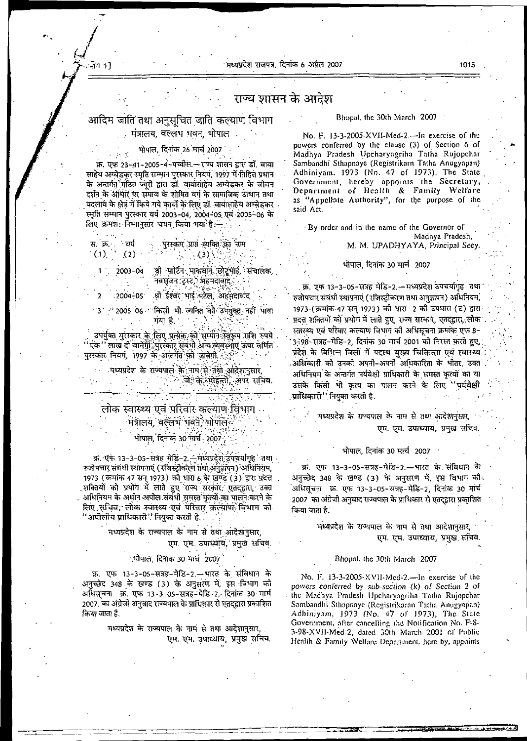# राज्य शासन के आदेश

## आदिम जाति तथा अनुसूचित जाति कल्याण विभाग

मंत्रालय, वल्लभ भवन, भोपाल

भोपाल, दिनांक 26 मार्च 2007

क्र. एफ 23-41-2005-4-पच्चीस.—राज्य शासन द्वारा डॉ. बाबा साहेब अम्बेडकर स्मृति सम्मान पुरस्कार नियम, 1997 में निहित प्रावधान के अन्तर्गत गठित ज्यूरी द्वारा डॉ. बाबासाहेब अम्बेडकर के जीवन दर्शन के आधार पर समाज के शोषित वर्ग के सामाजिक उत्थान तथा बदलाव के क्षेत्र में किये गये कार्यों के लिए डॉ. बाबासाहेब अम्बेडकर स्मृति सम्मान पुरस्कार वर्ष 2003-04, 2004-05 एवं 2005-06 के लिए क्रमशः निम्नानुसार चयन किया गया है :—

| स. क्र. | वर्ष | पुरस्कार प्राप्त व्यक्ति का नाम |
|---|---|---|
| (1) | (2) | (3) |
| 1 | 2003-04 | श्री मार्टिन मारकवाने छोटूभाई, संचालक, नवसृजन ट्रस्ट, अहमदाबाद |
| 2 | 2004-05 | श्री ईश्वर भाई पटेल, अहमदाबाद |
| 3 | 2005-06 | किसी भी व्यक्ति को उपयुक्त नहीं पाया गया है. |

उपर्युक्त पुरस्कार के लिए प्रत्येक को सम्मान स्वरूप राशि रुपये "एक" लाख दी जावेगी. पुरस्कार संबंधी अन्य व्यवस्थाएं ऊपर वर्णित पुरस्कार नियम, 1997 के अन्तर्गत की जावेगी.

मध्यप्रदेश के राज्यपाल के नाम से तथा आदेशानुसार,
जे. के. मोहन्ती, अपर सचिव.

## लोक स्वास्थ्य एवं परिवार कल्याण विभाग

मंत्रालय, वल्लभ भवन, भोपाल

भोपाल, दिनांक 30 मार्च 2007

क्र. एफ 13-3-05-सत्रह मेडि-2.—मध्यप्रदेश उपचर्यागृह तथा रुजोपचार संबंधी स्थापनाएं (रजिस्ट्रीकरण तथा अनुज्ञापन) अधिनियम, 1973 (क्रमांक 47 सन् 1973) की धारा 6 के खण्ड (3) द्वारा प्रदत्त शक्तियों को प्रयोग में लाते हुए राज्य सरकार, एतद्द्वारा, उक्त अधिनियम के अधीन अपील संबंधी समस्त कृत्यों का पालन करने के लिए, सचिव, लोक स्वास्थ्य एवं परिवार कल्याण विभाग को "अपीलीय प्राधिकारी" नियुक्त करती है.

मध्यप्रदेश के राज्यपाल के नाम से तथा आदेशानुसार,
एम. एम. उपाध्याय, प्रमुख सचिव.

भोपाल, दिनांक 30 मार्च 2007

क्र. एफ 13-3-05-सत्रह-मेडि-2.—भारत के संविधान के अनुच्छेद 348 के खण्ड (3) के अनुसरण में, इस विभाग की अधिसूचना क्र. एफ 13-3-05-सत्रह-मेडि-2, दिनांक 30 मार्च 2007 का अंग्रेजी अनुवाद राज्यपाल के प्राधिकार से एतद्द्वारा प्रकाशित किया जाता है.

मध्यप्रदेश के राज्यपाल के नाम से तथा आदेशानुसार,
एम. एम. उपाध्याय, प्रमुख सचिव.

Bhopal, the 30th March 2007

No. F. 13-3-2005-XVII-Med-2.—In exercise of the powers conferred by the clause (3) of Section 6 of Madhya Pradesh Upcharyagriha Tatha Rujopchar Sambandhi Sthapnaye (Registrikarn Tatha Anugyapan) Adhiniyam, 1973 (No. 47 of 1973), The State Government, hereby appoints the Secretary, Department of Health & Family Welfare as "Appellate Authority", for the purpose of the said Act.

By order and in the name of the Governor of Madhya Pradesh,
M. M. UPADHYAYA, Principal Secy.

भोपाल, दिनांक 30 मार्च 2007

क्र. एफ 13-3-05-सत्रह मेडि-2.—मध्यप्रदेश उपचर्यागृह तथा रुजोपचार संबंधी स्थापनाएं (रजिस्ट्रीकरण तथा अनुज्ञापन) अधिनियम, 1973 (क्रमांक 47 सन् 1973) की धारा 2 की उपधारा (ट) द्वारा प्रदत्त शक्तियों को प्रयोग में लाते हुए, राज्य सरकार, एतद्द्वारा, लोक स्वास्थ्य एवं परिवार कल्याण विभाग की अधिसूचना क्रमांक एफ 8-3-98-सत्रह-मेडि-2, दिनांक 30 मार्च 2001 को निरस्त करते हुए, प्रदेश के विभिन्न जिलों में पदस्थ मुख्य चिकित्सा एवं स्वास्थ्य अधिकारी को उनकी अपनी-अपनी अधिकारिता के भीतर, उक्त अधिनियम के अन्तर्गत पर्यवेक्षी प्राधिकारी के समस्त कृत्यों का या उसके किसी भी कृत्य का पालन करने के लिए "पर्यवेक्षी प्राधिकारी" नियुक्त करती है.

मध्यप्रदेश के राज्यपाल के नाम से तथा आदेशानुसार,
एम. एम. उपाध्याय, प्रमुख सचिव.

भोपाल, दिनांक 30 मार्च 2007

क्र. एफ 13-3-05-सत्रह-मेडि-2.—भारत के संविधान के अनुच्छेद 348 के खण्ड (3) के अनुसरण में, इस विभाग की अधिसूचना क्र. एफ 13-3-05-सत्रह-मेडि-2, दिनांक 30 मार्च 2007 का अंग्रेजी अनुवाद राज्यपाल के प्राधिकार से एतद्द्वारा प्रकाशित किया जाता है.

मध्यप्रदेश के राज्यपाल के नाम से तथा आदेशानुसार,
एम. एम. उपाध्याय, प्रमुख सचिव.

Bhopal, the 30th March 2007

No. F. 13-3-2005-XVII-Med-2.—In exercise of the powers conferred by sub-section (k) of Section 2 of the Madhya Pradesh Upcharyagriha Tatha Rujopchar Sambandhi Sthapnaye (Registrikaran Tatha Anugyapan) Adhiniyam, 1973 (No. 47 of 1973), The State Government, after cancelling the Notification No. F-8-3-98-XVII-Med-2, dated 30th March 2001 of Public Health & Family Welfare Department, here by, appoints